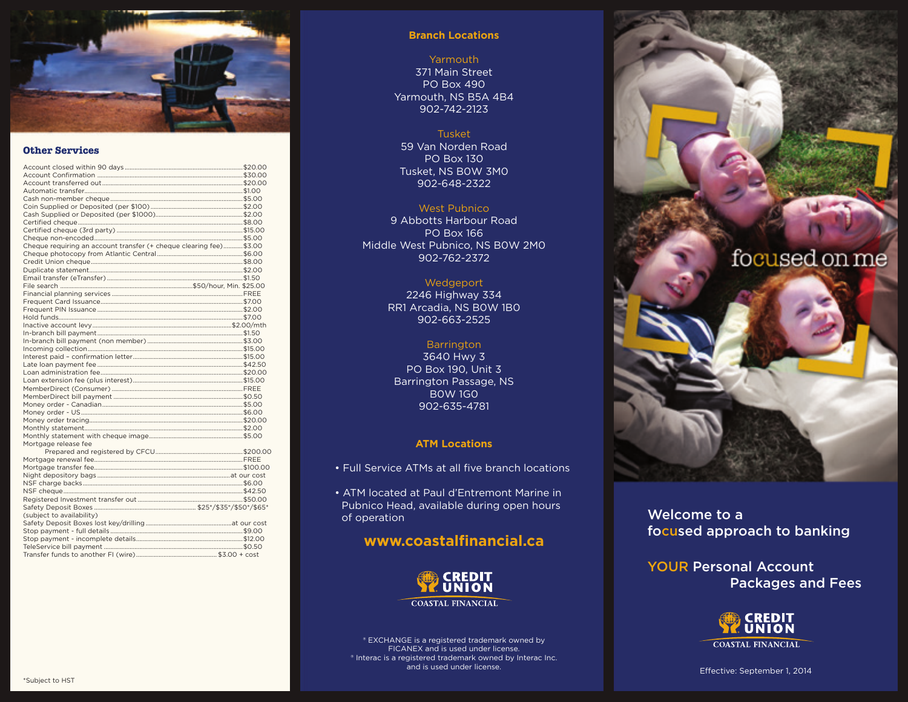## Other Services

| Service | Fee |
| --- | --- |
| Account closed within 90 days | $20.00 |
| Account Confirmation | $30.00 |
| Account transferred out | $20.00 |
| Automatic transfer | $1.00 |
| Cash non-member cheque | $5.00 |
| Coin Supplied or Deposited (per $100) | $2.00 |
| Cash Supplied or Deposited (per $1000) | $2.00 |
| Certified cheque | $8.00 |
| Certified cheque (3rd party) | $15.00 |
| Cheque non-encoded | $5.00 |
| Cheque requiring an account transfer (+ cheque clearing fee) | $3.00 |
| Cheque photocopy from Atlantic Central | $6.00 |
| Credit Union cheque | $8.00 |
| Duplicate statement | $2.00 |
| Email transfer (eTransfer) | $1.50 |
| File search | $50/hour, Min. $25.00 |
| Financial planning services | FREE |
| Frequent Card Issuance | $7.00 |
| Frequent PIN Issuance | $2.00 |
| Hold funds | $7.00 |
| Inactive account levy | $2.00/mth |
| In-branch bill payment | $1.50 |
| In-branch bill payment (non member) | $3.00 |
| Incoming collection | $15.00 |
| Interest paid - confirmation letter | $15.00 |
| Late loan payment fee | $42.50 |
| Loan administration fee | $20.00 |
| Loan extension fee (plus interest) | $15.00 |
| MemberDirect (Consumer) | FREE |
| MemberDirect bill payment | $0.50 |
| Money order - Canadian | $5.00 |
| Money order - US | $6.00 |
| Money order tracing | $20.00 |
| Monthly statement | $2.00 |
| Monthly statement with cheque image | $5.00 |
| Mortgage release fee – Prepared and registered by CFCU | $200.00 |
| Mortgage renewal fee | FREE |
| Mortgage transfer fee | $100.00 |
| Night depository bags | at our cost |
| NSF charge backs | $6.00 |
| NSF cheque | $42.50 |
| Registered Investment transfer out | $50.00 |
| Safety Deposit Boxes (subject to availability) | $25*/$35*/$50*/$65* |
| Safety Deposit Boxes lost key/drilling | at our cost |
| Stop payment - full details | $9.00 |
| Stop payment - incomplete details | $12.00 |
| TeleService bill payment | $0.50 |
| Transfer funds to another FI (wire) | $3.00 + cost |

*Subject to HST

## Branch Locations

**Yarmouth**
371 Main Street
PO Box 490
Yarmouth, NS B5A 4B4
902-742-2123

**Tusket**
59 Van Norden Road
PO Box 130
Tusket, NS B0W 3M0
902-648-2322

**West Pubnico**
9 Abbotts Harbour Road
PO Box 166
Middle West Pubnico, NS B0W 2M0
902-762-2372

**Wedgeport**
2246 Highway 334
RR1 Arcadia, NS B0W 1B0
902-663-2525

**Barrington**
3640 Hwy 3
PO Box 190, Unit 3
Barrington Passage, NS
B0W 1G0
902-635-4781

## ATM Locations

- Full Service ATMs at all five branch locations
- ATM located at Paul d'Entremont Marine in Pubnico Head, available during open hours of operation

**www.coastalfinancial.ca**

CREDIT UNION
COASTAL FINANCIAL

® EXCHANGE is a registered trademark owned by FICANEX and is used under license.
® Interac is a registered trademark owned by Interac Inc. and is used under license.

focused on me

# Welcome to a focused approach to banking

## YOUR Personal Account Packages and Fees

CREDIT UNION
COASTAL FINANCIAL

Effective: September 1, 2014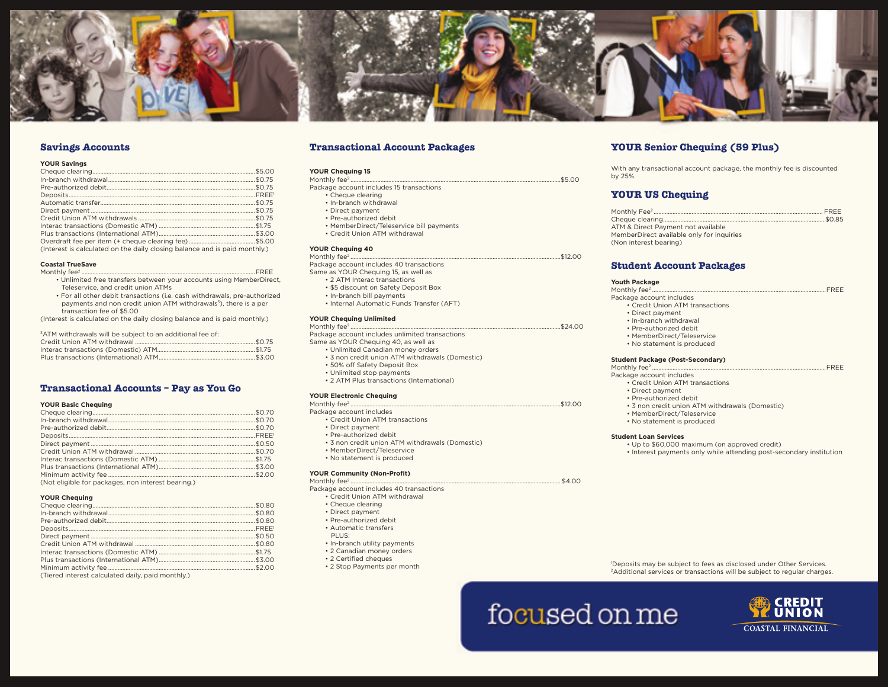## Savings Accounts

**YOUR Savings**

| | |
|---|---|
| Cheque clearing | $5.00 |
| In-branch withdrawal | $0.75 |
| Pre-authorized debit | $0.75 |
| Deposits | FREE[1] |
| Automatic transfer | $0.75 |
| Direct payment | $0.75 |
| Credit Union ATM withdrawals | $0.75 |
| Interac transactions (Domestic ATM) | $1.75 |
| Plus transactions (International ATM) | $3.00 |
| Overdraft fee per item (+ cheque clearing fee) | $5.00 |

(Interest is calculated on the daily closing balance and is paid monthly.)

**Coastal TrueSave**

Monthly fee[2] ............ FREE

- Unlimited free transfers between your accounts using MemberDirect, Teleservice, and credit union ATMs
- For all other debit transactions (i.e. cash withdrawals, pre-authorized payments and non credit union ATM withdrawals[3]), there is a per transaction fee of $5.00

(Interest is calculated on the daily closing balance and is paid monthly.)

[3]ATM withdrawals will be subject to an additional fee of:

| | |
|---|---|
| Credit Union ATM withdrawal | $0.75 |
| Interac transactions (Domestic) ATM | $1.75 |
| Plus transactions (International) ATM | $3.00 |

## Transactional Accounts – Pay as You Go

**YOUR Basic Chequing**

| | |
|---|---|
| Cheque clearing | $0.70 |
| In-branch withdrawal | $0.70 |
| Pre-authorized debit | $0.70 |
| Deposits | FREE[1] |
| Direct payment | $0.50 |
| Credit Union ATM withdrawal | $0.70 |
| Interac transactions (Domestic ATM) | $1.75 |
| Plus transactions (International ATM) | $3.00 |
| Minimum activity fee | $2.00 |

(Not eligible for packages, non interest bearing.)

**YOUR Chequing**

| | |
|---|---|
| Cheque clearing | $0.80 |
| In-branch withdrawal | $0.80 |
| Pre-authorized debit | $0.80 |
| Deposits | FREE[1] |
| Direct payment | $0.50 |
| Credit Union ATM withdrawal | $0.80 |
| Interac transactions (Domestic ATM) | $1.75 |
| Plus transactions (International ATM) | $3.00 |
| Minimum activity fee | $2.00 |

(Tiered interest calculated daily, paid monthly.)

## Transactional Account Packages

**YOUR Chequing 15**

Monthly fee[2] ............ $5.00

Package account includes 15 transactions

- Cheque clearing
- In-branch withdrawal
- Direct payment
- Pre-authorized debit
- MemberDirect/Teleservice bill payments
- Credit Union ATM withdrawal

**YOUR Chequing 40**

Monthly fee[2] ............ $12.00

Package account includes 40 transactions

Same as YOUR Chequing 15, as well as

- 2 ATM Interac transactions
- $5 discount on Safety Deposit Box
- In-branch bill payments
- Internal Automatic Funds Transfer (AFT)

**YOUR Chequing Unlimited**

Monthly fee[2] ............ $24.00

Package account includes unlimited transactions

Same as YOUR Chequing 40, as well as

- Unlimited Canadian money orders
- 3 non credit union ATM withdrawals (Domestic)
- 50% off Safety Deposit Box
- Unlimited stop payments
- 2 ATM Plus transactions (International)

**YOUR Electronic Chequing**

Monthly fee[2] ............ $12.00

Package account includes

- Credit Union ATM transactions
- Direct payment
- Pre-authorized debit
- 3 non credit union ATM withdrawals (Domestic)
- MemberDirect/Teleservice
- No statement is produced

**YOUR Community (Non-Profit)**

Monthly fee[2] ............ $4.00

Package account includes 40 transactions

- Credit Union ATM withdrawal
- Cheque clearing
- Direct payment
- Pre-authorized debit
- Automatic transfers

PLUS:

- In-branch utility payments
- 2 Canadian money orders
- 2 Certified cheques
- 2 Stop Payments per month

## YOUR Senior Chequing (59 Plus)

With any transactional account package, the monthly fee is discounted by 25%.

## YOUR US Chequing

| | |
|---|---|
| Monthly Fee[2] | FREE |
| Cheque clearing | $0.85 |

ATM & Direct Payment not available

MemberDirect available only for inquiries

(Non interest bearing)

## Student Account Packages

**Youth Package**

Monthly fee[2] ............ FREE

Package account includes

- Credit Union ATM transactions
- Direct payment
- In-branch withdrawal
- Pre-authorized debit
- MemberDirect/Teleservice
- No statement is produced

**Student Package (Post-Secondary)**

Monthly fee[2] ............ FREE

Package account includes

- Credit Union ATM transactions
- Direct payment
- Pre-authorized debit
- 3 non credit union ATM withdrawals (Domestic)
- MemberDirect/Teleservice
- No statement is produced

**Student Loan Services**

- Up to $60,000 maximum (on approved credit)
- Interest payments only while attending post-secondary institution

[1]Deposits may be subject to fees as disclosed under Other Services.
[2]Additional services or transactions will be subject to regular charges.

focused on me

CREDIT UNION
COASTAL FINANCIAL